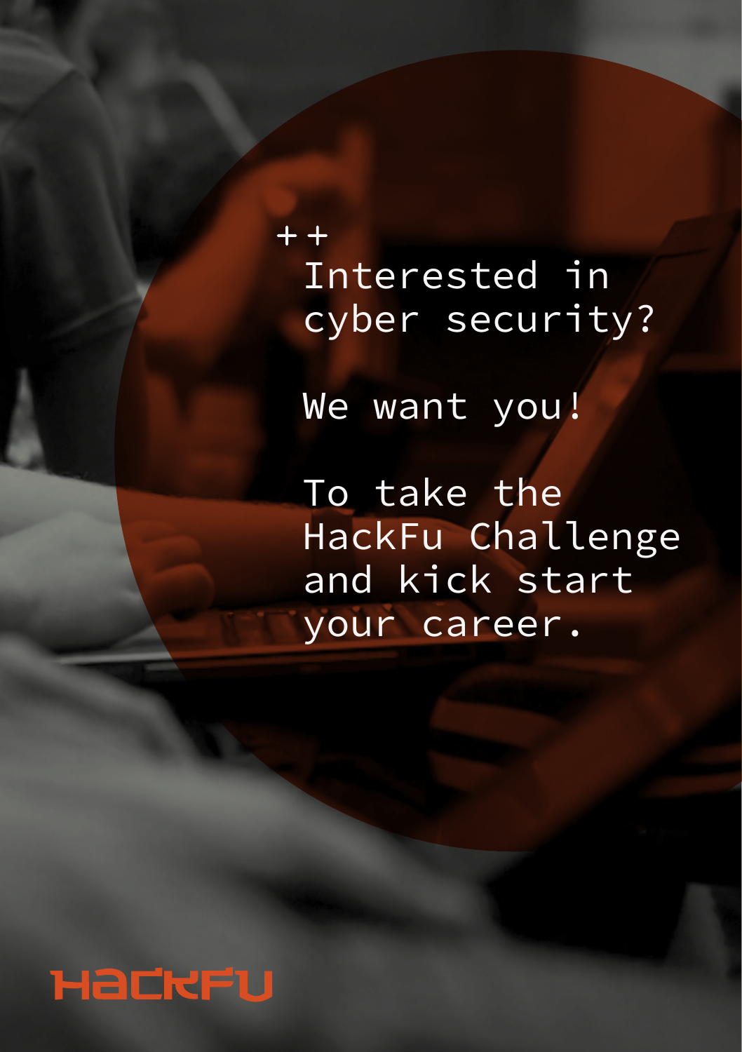++

Interested in cyber security?

We want you!

To take the HackFu Challenge and kick start your career.

HACKFU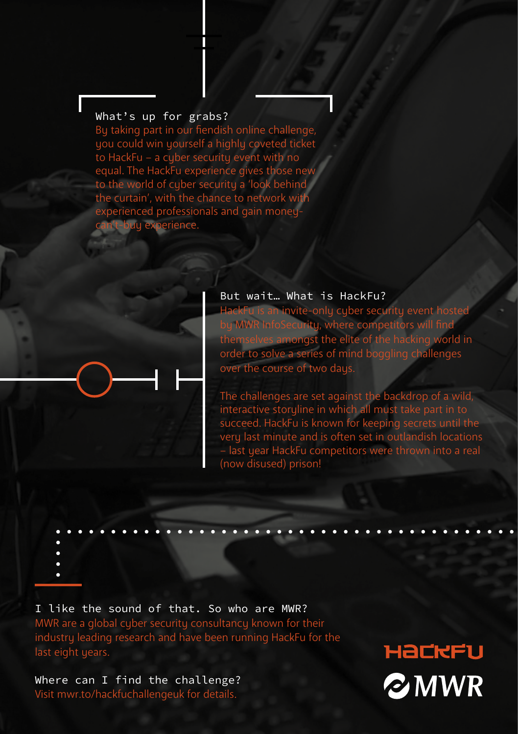## What's up for grabs?

By taking part in our fiendish online challenge, you could win yourself a highly coveted ticket to HackFu – a cyber security event with no equal. The HackFu experience gives those new to the world of cyber security a 'look behind the curtain', with the chance to network with experienced professionals and gain money-can't-buy experience.

## But wait… What is HackFu?

HackFu is an invite-only cyber security event hosted by MWR InfoSecurity, where competitors will find themselves amongst the elite of the hacking world in order to solve a series of mind boggling challenges over the course of two days.

The challenges are set against the backdrop of a wild, interactive storyline in which all must take part in to succeed. HackFu is known for keeping secrets until the very last minute and is often set in outlandish locations – last year HackFu competitors were thrown into a real (now disused) prison!

## I like the sound of that. So who are MWR?

MWR are a global cyber security consultancy known for their industry leading research and have been running HackFu for the last eight years.

## Where can I find the challenge?

Visit mwr.to/hackfuchallengeuk for details.

HACKFU

MWR